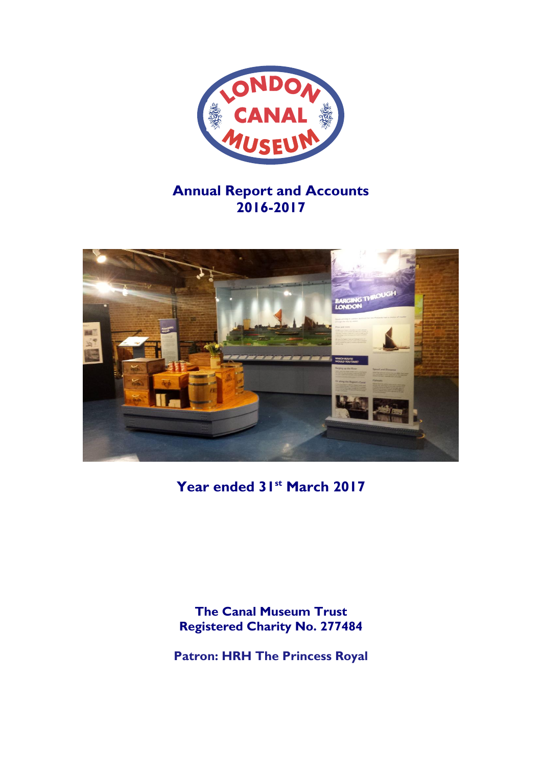# Annual Report and Accounts 2016-2017

## Year ended 31st March 2017

**The Canal Museum Trust**
**Registered Charity No. 277484**

**Patron: HRH The Princess Royal**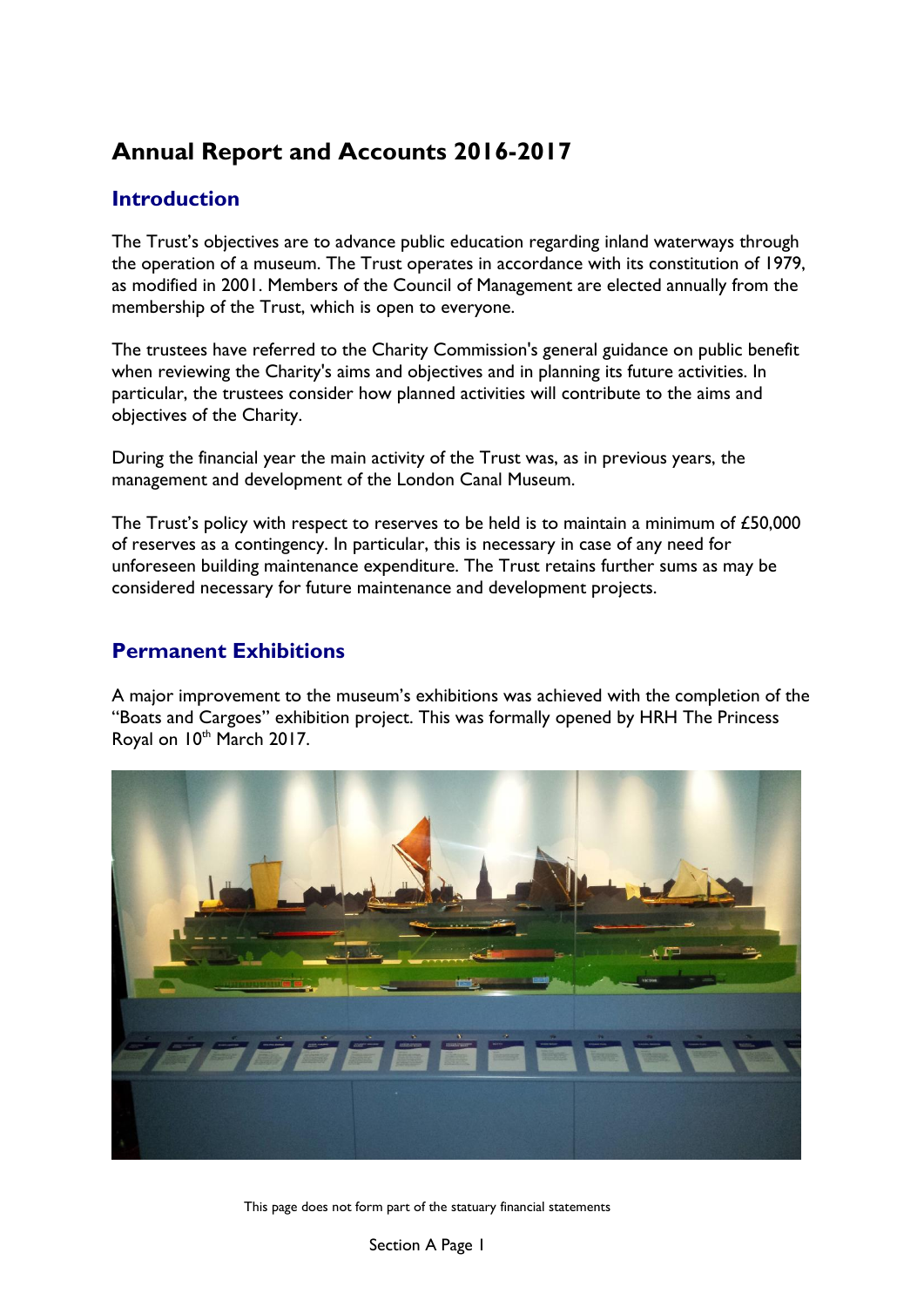# Annual Report and Accounts 2016-2017

## Introduction

The Trust's objectives are to advance public education regarding inland waterways through the operation of a museum. The Trust operates in accordance with its constitution of 1979, as modified in 2001. Members of the Council of Management are elected annually from the membership of the Trust, which is open to everyone.

The trustees have referred to the Charity Commission's general guidance on public benefit when reviewing the Charity's aims and objectives and in planning its future activities. In particular, the trustees consider how planned activities will contribute to the aims and objectives of the Charity.

During the financial year the main activity of the Trust was, as in previous years, the management and development of the London Canal Museum.

The Trust's policy with respect to reserves to be held is to maintain a minimum of £50,000 of reserves as a contingency. In particular, this is necessary in case of any need for unforeseen building maintenance expenditure. The Trust retains further sums as may be considered necessary for future maintenance and development projects.

## Permanent Exhibitions

A major improvement to the museum's exhibitions was achieved with the completion of the "Boats and Cargoes" exhibition project. This was formally opened by HRH The Princess Royal on 10th March 2017.

This page does not form part of the statuary financial statements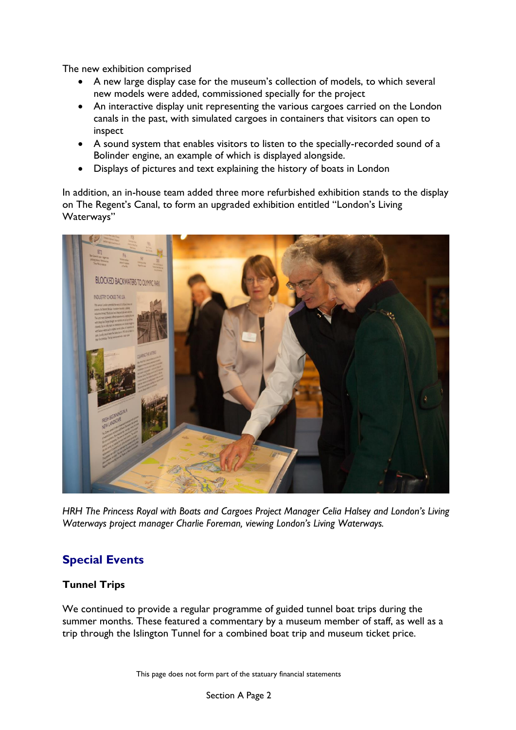The new exhibition comprised

- A new large display case for the museum's collection of models, to which several new models were added, commissioned specially for the project
- An interactive display unit representing the various cargoes carried on the London canals in the past, with simulated cargoes in containers that visitors can open to inspect
- A sound system that enables visitors to listen to the specially-recorded sound of a Bolinder engine, an example of which is displayed alongside.
- Displays of pictures and text explaining the history of boats in London

In addition, an in-house team added three more refurbished exhibition stands to the display on The Regent's Canal, to form an upgraded exhibition entitled "London's Living Waterways"

*HRH The Princess Royal with Boats and Cargoes Project Manager Celia Halsey and London's Living Waterways project manager Charlie Foreman, viewing London's Living Waterways.*

## Special Events

### Tunnel Trips

We continued to provide a regular programme of guided tunnel boat trips during the summer months. These featured a commentary by a museum member of staff, as well as a trip through the Islington Tunnel for a combined boat trip and museum ticket price.

This page does not form part of the statuary financial statements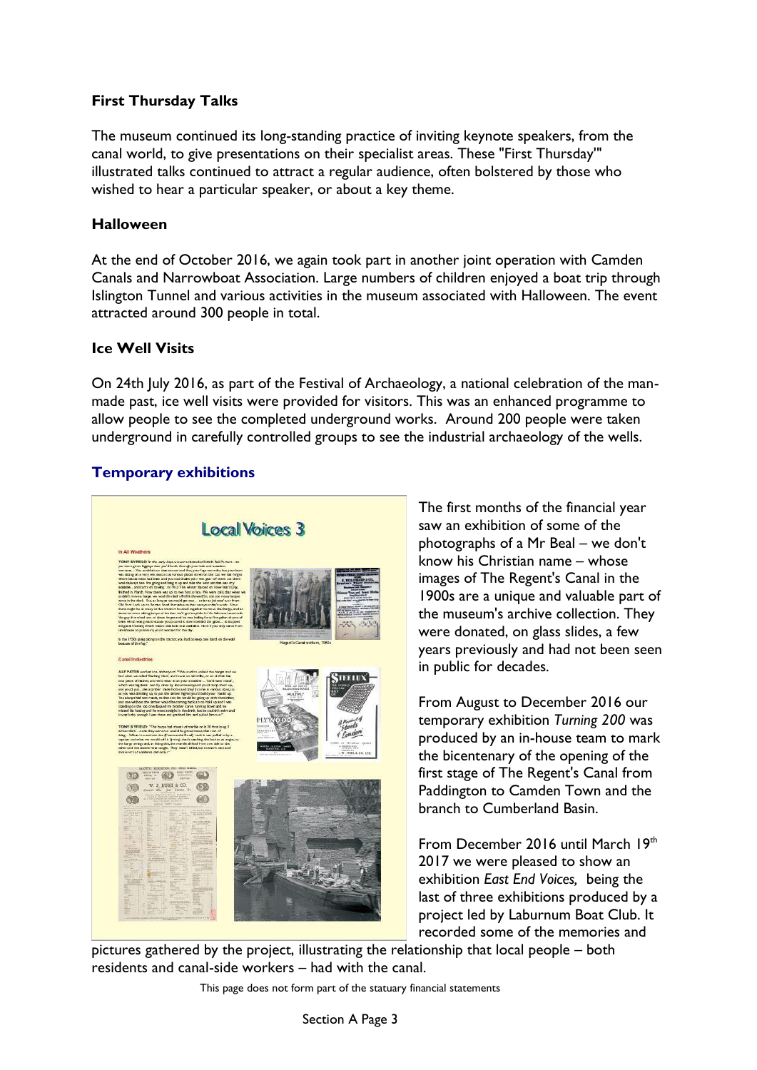### First Thursday Talks

The museum continued its long-standing practice of inviting keynote speakers, from the canal world, to give presentations on their specialist areas. These "First Thursday'" illustrated talks continued to attract a regular audience, often bolstered by those who wished to hear a particular speaker, or about a key theme.

### Halloween

At the end of October 2016, we again took part in another joint operation with Camden Canals and Narrowboat Association. Large numbers of children enjoyed a boat trip through Islington Tunnel and various activities in the museum associated with Halloween. The event attracted around 300 people in total.

### Ice Well Visits

On 24th July 2016, as part of the Festival of Archaeology, a national celebration of the man-made past, ice well visits were provided for visitors. This was an enhanced programme to allow people to see the completed underground works. Around 200 people were taken underground in carefully controlled groups to see the industrial archaeology of the wells.

## Temporary exhibitions

The first months of the financial year saw an exhibition of some of the photographs of a Mr Beal – we don't know his Christian name – whose images of The Regent's Canal in the 1900s are a unique and valuable part of the museum's archive collection. They were donated, on glass slides, a few years previously and had not been seen in public for decades.

From August to December 2016 our temporary exhibition *Turning 200* was produced by an in-house team to mark the bicentenary of the opening of the first stage of The Regent's Canal from Paddington to Camden Town and the branch to Cumberland Basin.

From December 2016 until March 19th 2017 we were pleased to show an exhibition *East End Voices,* being the last of three exhibitions produced by a project led by Laburnum Boat Club. It recorded some of the memories and pictures gathered by the project, illustrating the relationship that local people – both residents and canal-side workers – had with the canal.

This page does not form part of the statuary financial statements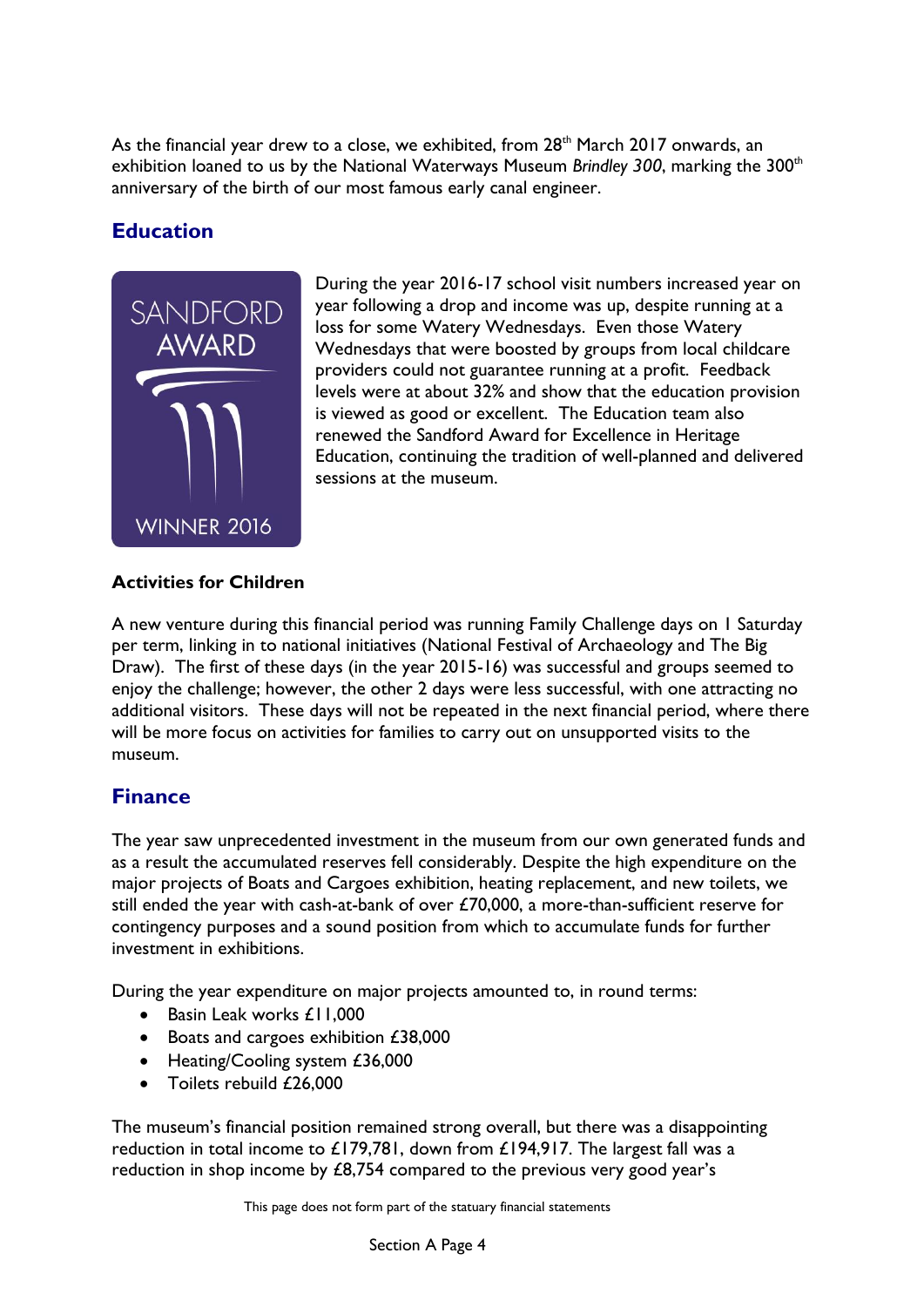As the financial year drew to a close, we exhibited, from 28th March 2017 onwards, an exhibition loaned to us by the National Waterways Museum *Brindley 300*, marking the 300th anniversary of the birth of our most famous early canal engineer.

## Education

SANDFORD AWARD WINNER 2016

During the year 2016-17 school visit numbers increased year on year following a drop and income was up, despite running at a loss for some Watery Wednesdays. Even those Watery Wednesdays that were boosted by groups from local childcare providers could not guarantee running at a profit. Feedback levels were at about 32% and show that the education provision is viewed as good or excellent. The Education team also renewed the Sandford Award for Excellence in Heritage Education, continuing the tradition of well-planned and delivered sessions at the museum.

**Activities for Children**

A new venture during this financial period was running Family Challenge days on 1 Saturday per term, linking in to national initiatives (National Festival of Archaeology and The Big Draw). The first of these days (in the year 2015-16) was successful and groups seemed to enjoy the challenge; however, the other 2 days were less successful, with one attracting no additional visitors. These days will not be repeated in the next financial period, where there will be more focus on activities for families to carry out on unsupported visits to the museum.

## Finance

The year saw unprecedented investment in the museum from our own generated funds and as a result the accumulated reserves fell considerably. Despite the high expenditure on the major projects of Boats and Cargoes exhibition, heating replacement, and new toilets, we still ended the year with cash-at-bank of over £70,000, a more-than-sufficient reserve for contingency purposes and a sound position from which to accumulate funds for further investment in exhibitions.

During the year expenditure on major projects amounted to, in round terms:

- Basin Leak works £11,000
- Boats and cargoes exhibition £38,000
- Heating/Cooling system £36,000
- Toilets rebuild £26,000

The museum's financial position remained strong overall, but there was a disappointing reduction in total income to £179,781, down from £194,917. The largest fall was a reduction in shop income by £8,754 compared to the previous very good year's

This page does not form part of the statuary financial statements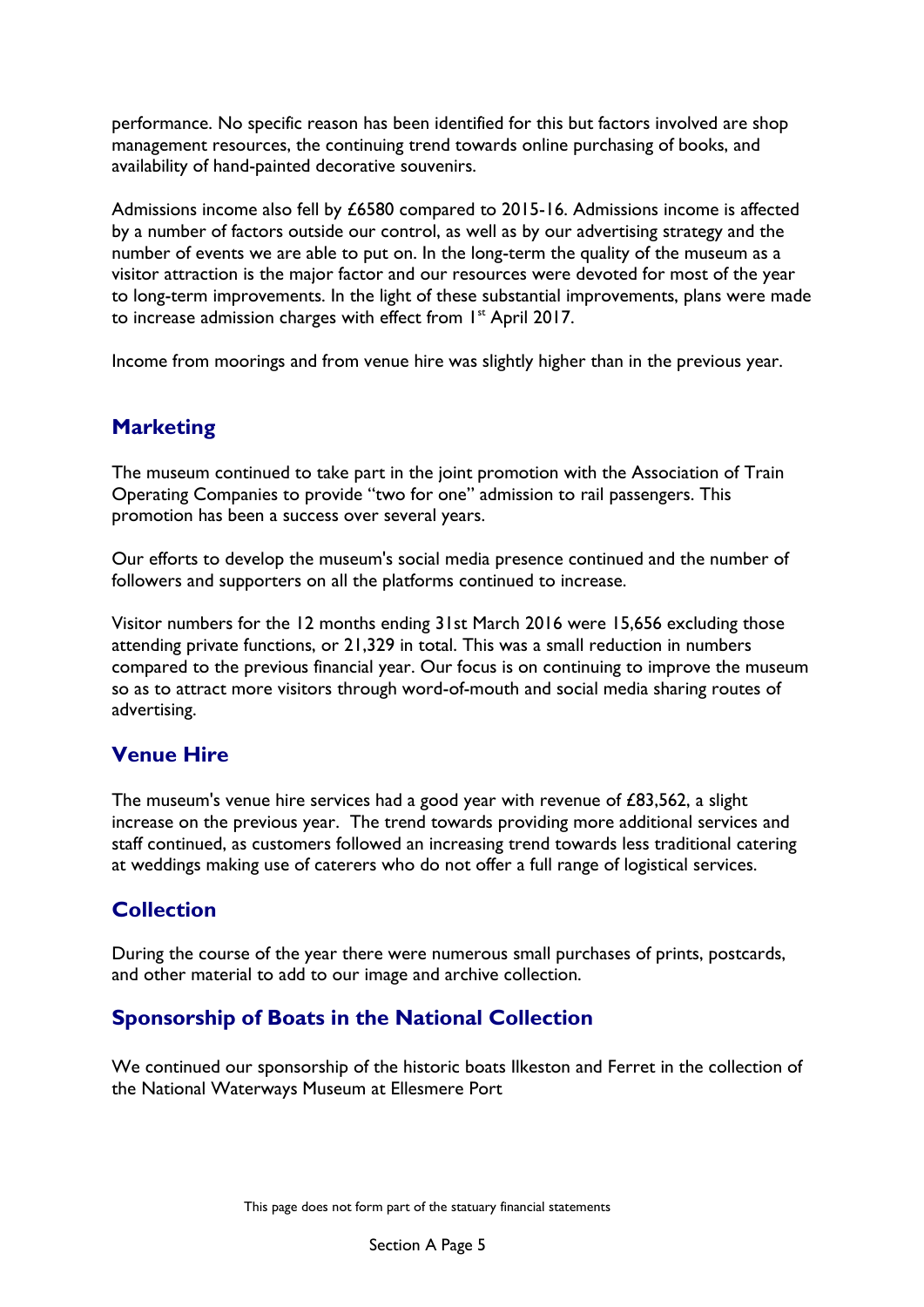performance. No specific reason has been identified for this but factors involved are shop management resources, the continuing trend towards online purchasing of books, and availability of hand-painted decorative souvenirs.

Admissions income also fell by £6580 compared to 2015-16. Admissions income is affected by a number of factors outside our control, as well as by our advertising strategy and the number of events we are able to put on. In the long-term the quality of the museum as a visitor attraction is the major factor and our resources were devoted for most of the year to long-term improvements. In the light of these substantial improvements, plans were made to increase admission charges with effect from 1st April 2017.

Income from moorings and from venue hire was slightly higher than in the previous year.

## Marketing

The museum continued to take part in the joint promotion with the Association of Train Operating Companies to provide "two for one" admission to rail passengers. This promotion has been a success over several years.

Our efforts to develop the museum's social media presence continued and the number of followers and supporters on all the platforms continued to increase.

Visitor numbers for the 12 months ending 31st March 2016 were 15,656 excluding those attending private functions, or 21,329 in total. This was a small reduction in numbers compared to the previous financial year. Our focus is on continuing to improve the museum so as to attract more visitors through word-of-mouth and social media sharing routes of advertising.

## Venue Hire

The museum's venue hire services had a good year with revenue of £83,562, a slight increase on the previous year. The trend towards providing more additional services and staff continued, as customers followed an increasing trend towards less traditional catering at weddings making use of caterers who do not offer a full range of logistical services.

## Collection

During the course of the year there were numerous small purchases of prints, postcards, and other material to add to our image and archive collection.

## Sponsorship of Boats in the National Collection

We continued our sponsorship of the historic boats Ilkeston and Ferret in the collection of the National Waterways Museum at Ellesmere Port

This page does not form part of the statuary financial statements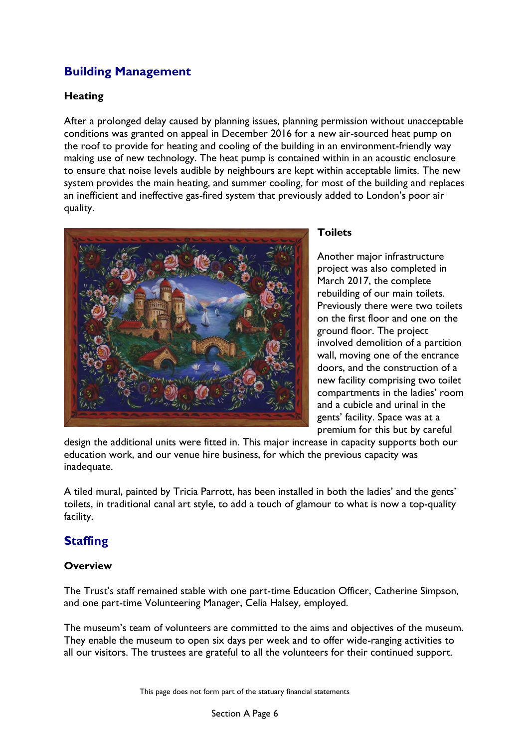## Building Management

### Heating

After a prolonged delay caused by planning issues, planning permission without unacceptable conditions was granted on appeal in December 2016 for a new air-sourced heat pump on the roof to provide for heating and cooling of the building in an environment-friendly way making use of new technology. The heat pump is contained within in an acoustic enclosure to ensure that noise levels audible by neighbours are kept within acceptable limits. The new system provides the main heating, and summer cooling, for most of the building and replaces an inefficient and ineffective gas-fired system that previously added to London's poor air quality.

### Toilets

Another major infrastructure project was also completed in March 2017, the complete rebuilding of our main toilets. Previously there were two toilets on the first floor and one on the ground floor. The project involved demolition of a partition wall, moving one of the entrance doors, and the construction of a new facility comprising two toilet compartments in the ladies' room and a cubicle and urinal in the gents' facility. Space was at a premium for this but by careful design the additional units were fitted in. This major increase in capacity supports both our education work, and our venue hire business, for which the previous capacity was inadequate.

A tiled mural, painted by Tricia Parrott, has been installed in both the ladies' and the gents' toilets, in traditional canal art style, to add a touch of glamour to what is now a top-quality facility.

## Staffing

### Overview

The Trust's staff remained stable with one part-time Education Officer, Catherine Simpson, and one part-time Volunteering Manager, Celia Halsey, employed.

The museum's team of volunteers are committed to the aims and objectives of the museum. They enable the museum to open six days per week and to offer wide-ranging activities to all our visitors. The trustees are grateful to all the volunteers for their continued support.

This page does not form part of the statuary financial statements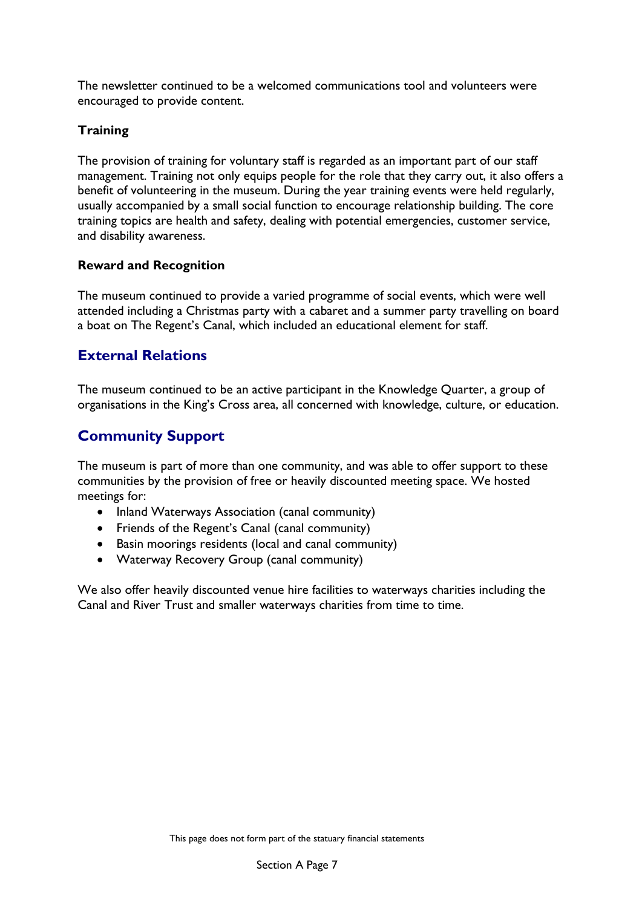The newsletter continued to be a welcomed communications tool and volunteers were encouraged to provide content.

### Training

The provision of training for voluntary staff is regarded as an important part of our staff management. Training not only equips people for the role that they carry out, it also offers a benefit of volunteering in the museum. During the year training events were held regularly, usually accompanied by a small social function to encourage relationship building. The core training topics are health and safety, dealing with potential emergencies, customer service, and disability awareness.

### Reward and Recognition

The museum continued to provide a varied programme of social events, which were well attended including a Christmas party with a cabaret and a summer party travelling on board a boat on The Regent's Canal, which included an educational element for staff.

## External Relations

The museum continued to be an active participant in the Knowledge Quarter, a group of organisations in the King's Cross area, all concerned with knowledge, culture, or education.

## Community Support

The museum is part of more than one community, and was able to offer support to these communities by the provision of free or heavily discounted meeting space. We hosted meetings for:

- Inland Waterways Association (canal community)
- Friends of the Regent's Canal (canal community)
- Basin moorings residents (local and canal community)
- Waterway Recovery Group (canal community)

We also offer heavily discounted venue hire facilities to waterways charities including the Canal and River Trust and smaller waterways charities from time to time.

This page does not form part of the statuary financial statements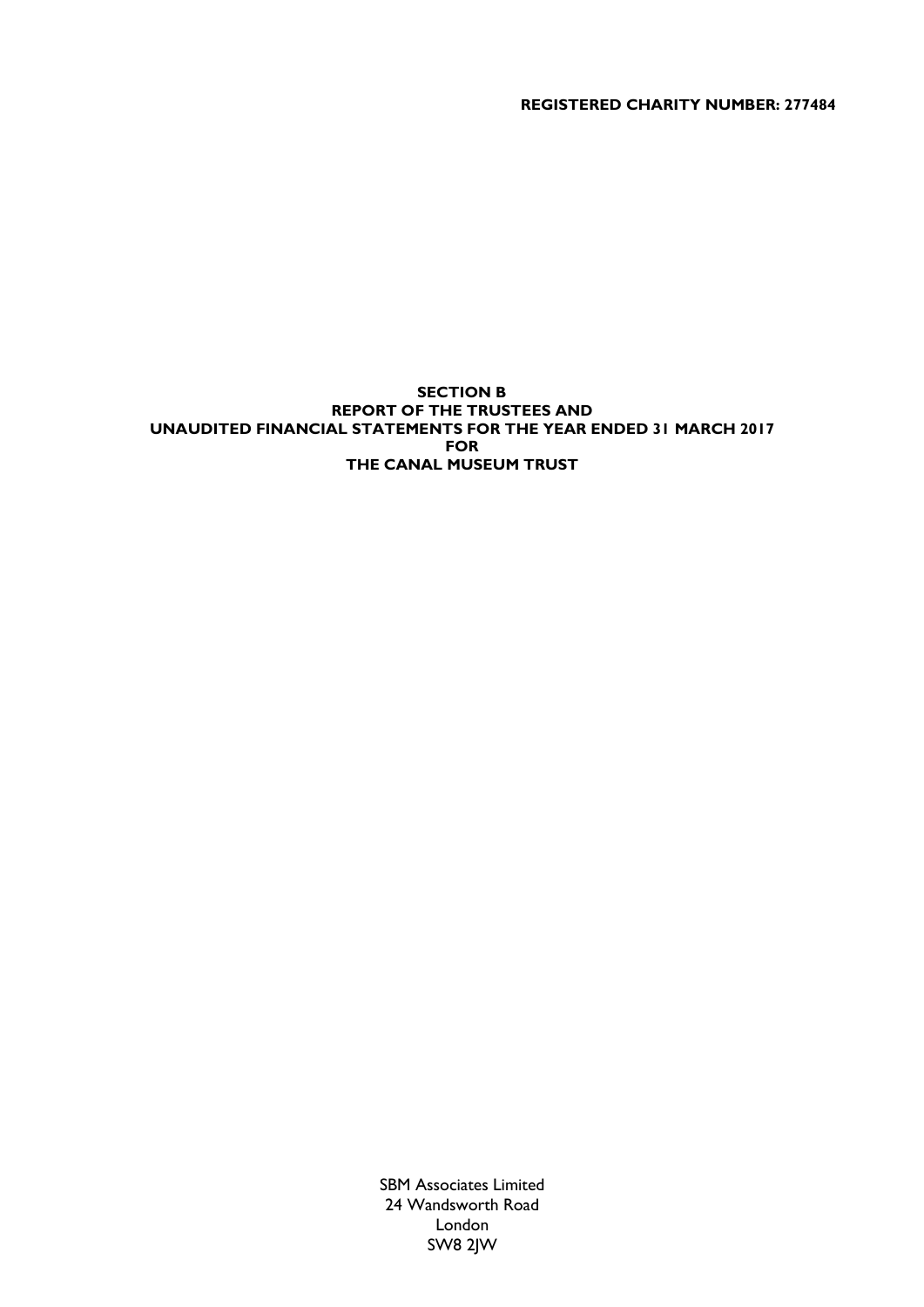**REGISTERED CHARITY NUMBER: 277484**

# SECTION B
# REPORT OF THE TRUSTEES AND
# UNAUDITED FINANCIAL STATEMENTS FOR THE YEAR ENDED 31 MARCH 2017
# FOR
# THE CANAL MUSEUM TRUST

SBM Associates Limited
24 Wandsworth Road
London
SW8 2JW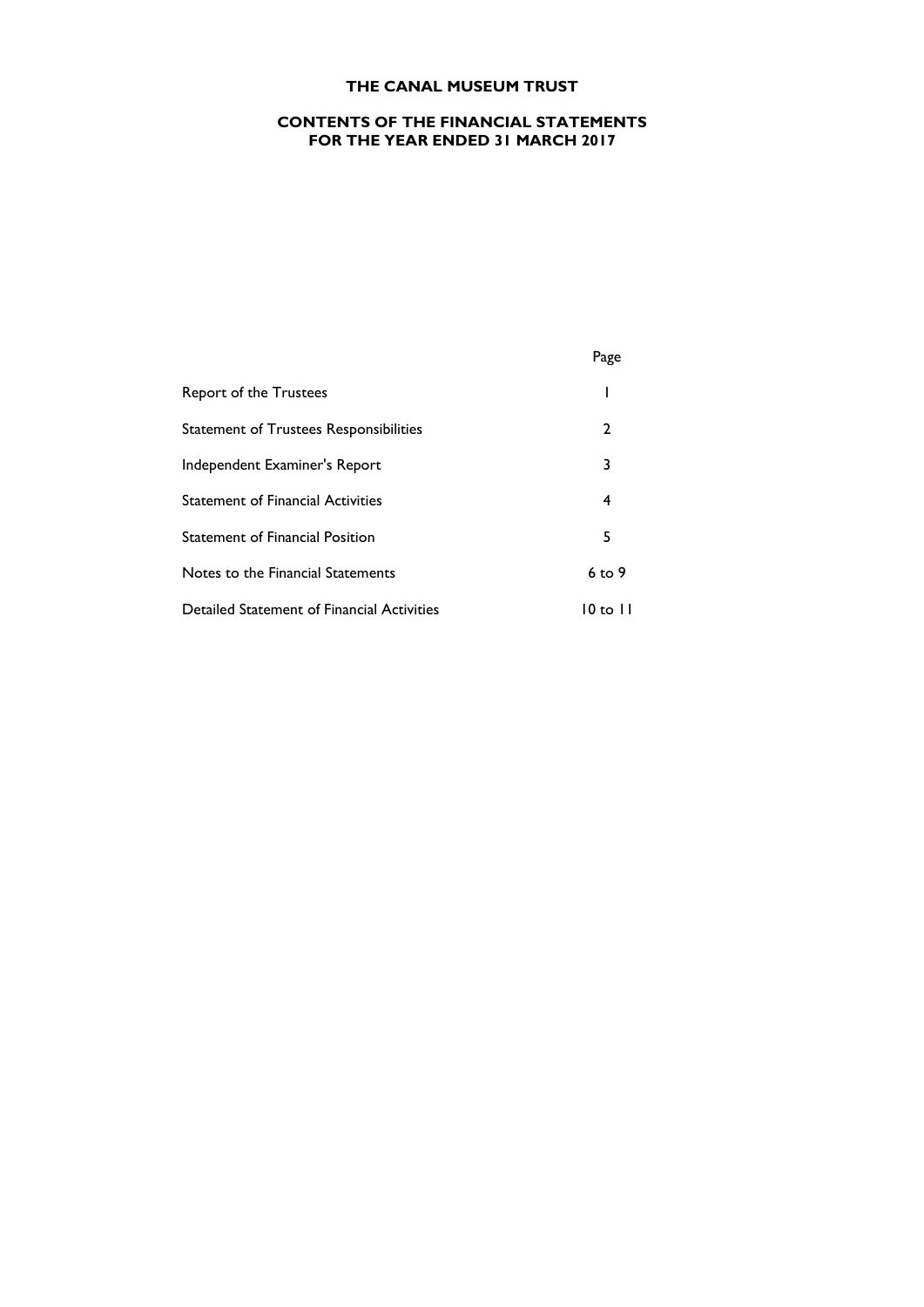# THE CANAL MUSEUM TRUST

## CONTENTS OF THE FINANCIAL STATEMENTS
## FOR THE YEAR ENDED 31 MARCH 2017

| | Page |
|---|---|
| Report of the Trustees | 1 |
| Statement of Trustees Responsibilities | 2 |
| Independent Examiner's Report | 3 |
| Statement of Financial Activities | 4 |
| Statement of Financial Position | 5 |
| Notes to the Financial Statements | 6 to 9 |
| Detailed Statement of Financial Activities | 10 to 11 |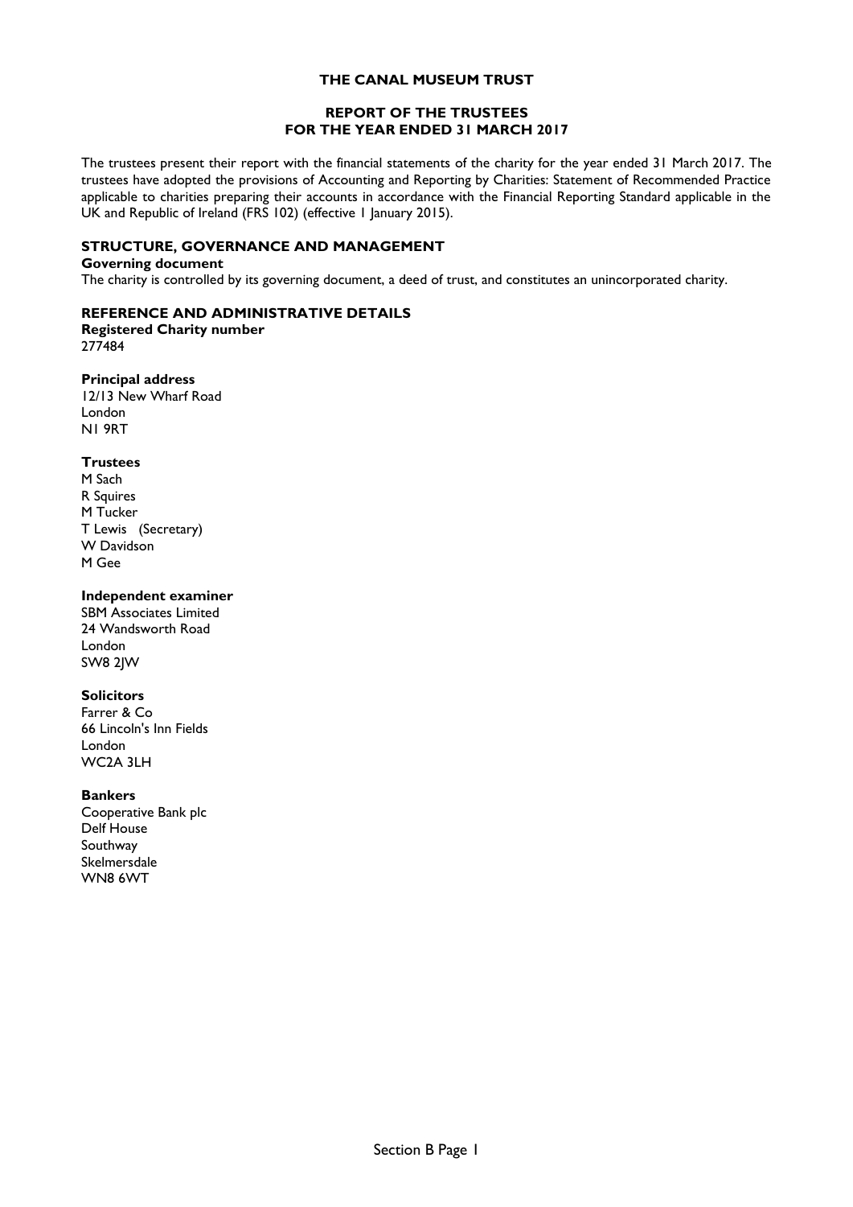# THE CANAL MUSEUM TRUST

## REPORT OF THE TRUSTEES
## FOR THE YEAR ENDED 31 MARCH 2017

The trustees present their report with the financial statements of the charity for the year ended 31 March 2017. The trustees have adopted the provisions of Accounting and Reporting by Charities: Statement of Recommended Practice applicable to charities preparing their accounts in accordance with the Financial Reporting Standard applicable in the UK and Republic of Ireland (FRS 102) (effective 1 January 2015).

### STRUCTURE, GOVERNANCE AND MANAGEMENT

**Governing document**
The charity is controlled by its governing document, a deed of trust, and constitutes an unincorporated charity.

### REFERENCE AND ADMINISTRATIVE DETAILS

**Registered Charity number**
277484

**Principal address**
12/13 New Wharf Road
London
N1 9RT

**Trustees**
M Sach
R Squires
M Tucker
T Lewis (Secretary)
W Davidson
M Gee

**Independent examiner**
SBM Associates Limited
24 Wandsworth Road
London
SW8 2JW

**Solicitors**
Farrer & Co
66 Lincoln's Inn Fields
London
WC2A 3LH

**Bankers**
Cooperative Bank plc
Delf House
Southway
Skelmersdale
WN8 6WT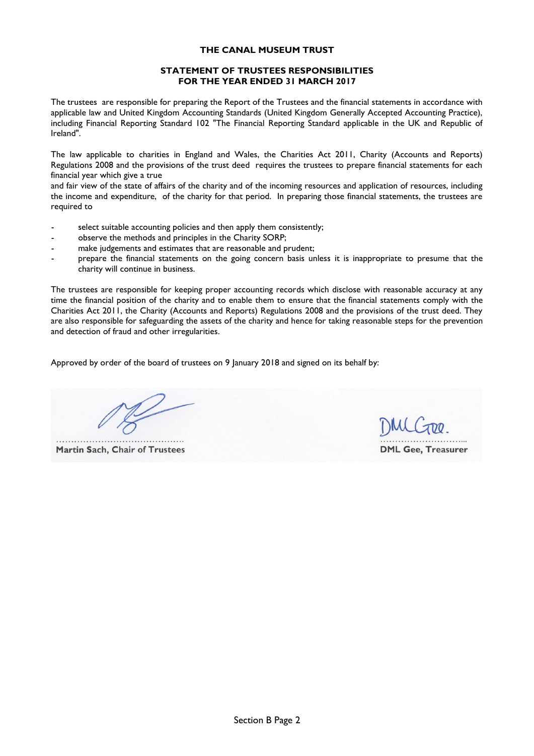**THE CANAL MUSEUM TRUST**

**STATEMENT OF TRUSTEES RESPONSIBILITIES FOR THE YEAR ENDED 31 MARCH 2017**

The trustees are responsible for preparing the Report of the Trustees and the financial statements in accordance with applicable law and United Kingdom Accounting Standards (United Kingdom Generally Accepted Accounting Practice), including Financial Reporting Standard 102 "The Financial Reporting Standard applicable in the UK and Republic of Ireland".

The law applicable to charities in England and Wales, the Charities Act 2011, Charity (Accounts and Reports) Regulations 2008 and the provisions of the trust deed requires the trustees to prepare financial statements for each financial year which give a true and fair view of the state of affairs of the charity and of the incoming resources and application of resources, including the income and expenditure, of the charity for that period. In preparing those financial statements, the trustees are required to

- select suitable accounting policies and then apply them consistently;
- observe the methods and principles in the Charity SORP;
- make judgements and estimates that are reasonable and prudent;
- prepare the financial statements on the going concern basis unless it is inappropriate to presume that the charity will continue in business.

The trustees are responsible for keeping proper accounting records which disclose with reasonable accuracy at any time the financial position of the charity and to enable them to ensure that the financial statements comply with the Charities Act 2011, the Charity (Accounts and Reports) Regulations 2008 and the provisions of the trust deed. They are also responsible for safeguarding the assets of the charity and hence for taking reasonable steps for the prevention and detection of fraud and other irregularities.

Approved by order of the board of trustees on 9 January 2018 and signed on its behalf by:

.............................................
**Martin Sach, Chair of Trustees**

DML Gee.
.............................
**DML Gee, Treasurer**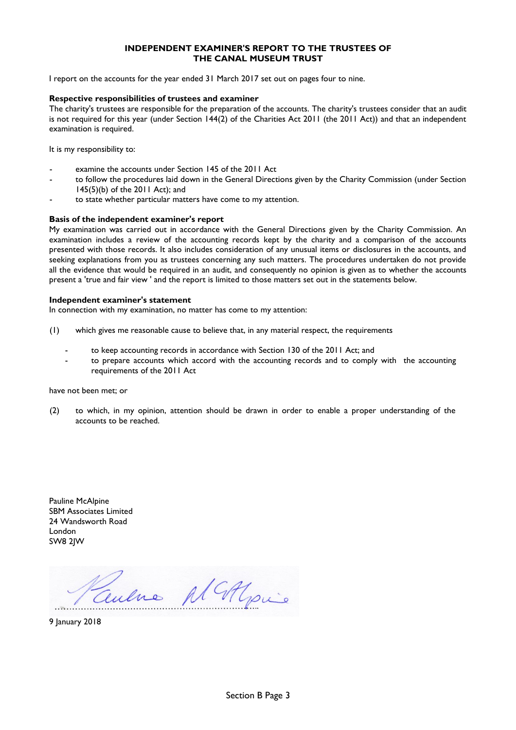# INDEPENDENT EXAMINER'S REPORT TO THE TRUSTEES OF THE CANAL MUSEUM TRUST

I report on the accounts for the year ended 31 March 2017 set out on pages four to nine.

**Respective responsibilities of trustees and examiner**

The charity's trustees are responsible for the preparation of the accounts. The charity's trustees consider that an audit is not required for this year (under Section 144(2) of the Charities Act 2011 (the 2011 Act)) and that an independent examination is required.

It is my responsibility to:

- examine the accounts under Section 145 of the 2011 Act
- to follow the procedures laid down in the General Directions given by the Charity Commission (under Section 145(5)(b) of the 2011 Act); and
- to state whether particular matters have come to my attention.

**Basis of the independent examiner's report**

My examination was carried out in accordance with the General Directions given by the Charity Commission. An examination includes a review of the accounting records kept by the charity and a comparison of the accounts presented with those records. It also includes consideration of any unusual items or disclosures in the accounts, and seeking explanations from you as trustees concerning any such matters. The procedures undertaken do not provide all the evidence that would be required in an audit, and consequently no opinion is given as to whether the accounts present a 'true and fair view ' and the report is limited to those matters set out in the statements below.

**Independent examiner's statement**

In connection with my examination, no matter has come to my attention:

(1) which gives me reasonable cause to believe that, in any material respect, the requirements

- to keep accounting records in accordance with Section 130 of the 2011 Act; and
- to prepare accounts which accord with the accounting records and to comply with the accounting requirements of the 2011 Act

have not been met; or

(2) to which, in my opinion, attention should be drawn in order to enable a proper understanding of the accounts to be reached.

Pauline McAlpine
SBM Associates Limited
24 Wandsworth Road
London
SW8 2JW

Pauline McAlpine
.............................................................................

9 January 2018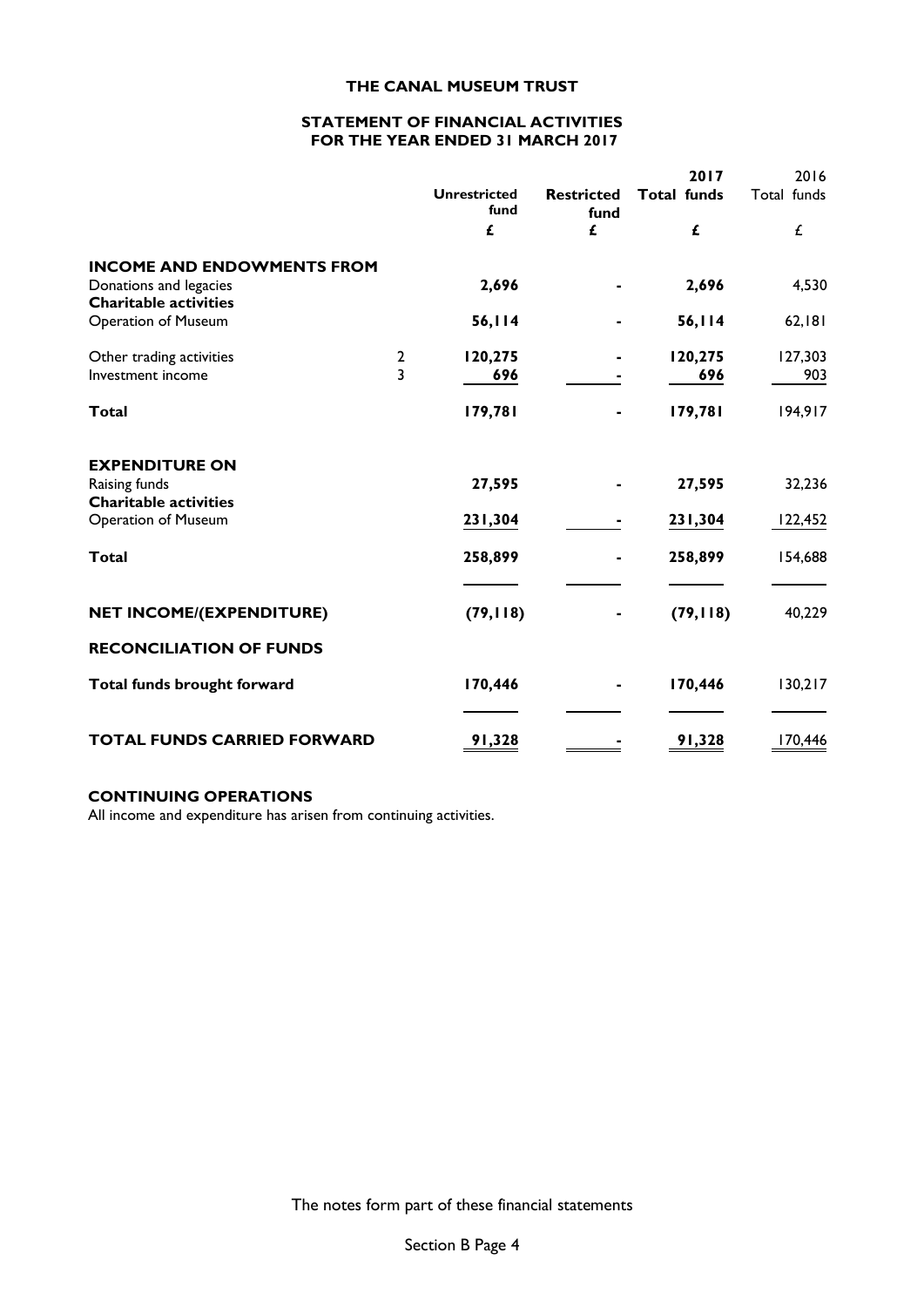# THE CANAL MUSEUM TRUST

## STATEMENT OF FINANCIAL ACTIVITIES FOR THE YEAR ENDED 31 MARCH 2017

| | | Unrestricted fund | Restricted fund | 2017 Total funds | 2016 Total funds |
|---|---|---|---|---|---|
| | | £ | £ | £ | £ |
| **INCOME AND ENDOWMENTS FROM** | | | | | |
| Donations and legacies | | **2,696** | **-** | **2,696** | 4,530 |
| **Charitable activities** | | | | | |
| Operation of Museum | | **56,114** | **-** | **56,114** | 62,181 |
| Other trading activities | 2 | **120,275** | **-** | **120,275** | 127,303 |
| Investment income | 3 | **696** | **-** | **696** | 903 |
| **Total** | | **179,781** | **-** | **179,781** | 194,917 |
| **EXPENDITURE ON** | | | | | |
| Raising funds | | **27,595** | **-** | **27,595** | 32,236 |
| **Charitable activities** | | | | | |
| Operation of Museum | | **231,304** | **-** | **231,304** | 122,452 |
| **Total** | | **258,899** | **-** | **258,899** | 154,688 |
| **NET INCOME/(EXPENDITURE)** | | **(79,118)** | **-** | **(79,118)** | 40,229 |
| **RECONCILIATION OF FUNDS** | | | | | |
| **Total funds brought forward** | | **170,446** | **-** | **170,446** | 130,217 |
| **TOTAL FUNDS CARRIED FORWARD** | | **91,328** | **-** | **91,328** | 170,446 |

**CONTINUING OPERATIONS**

All income and expenditure has arisen from continuing activities.

The notes form part of these financial statements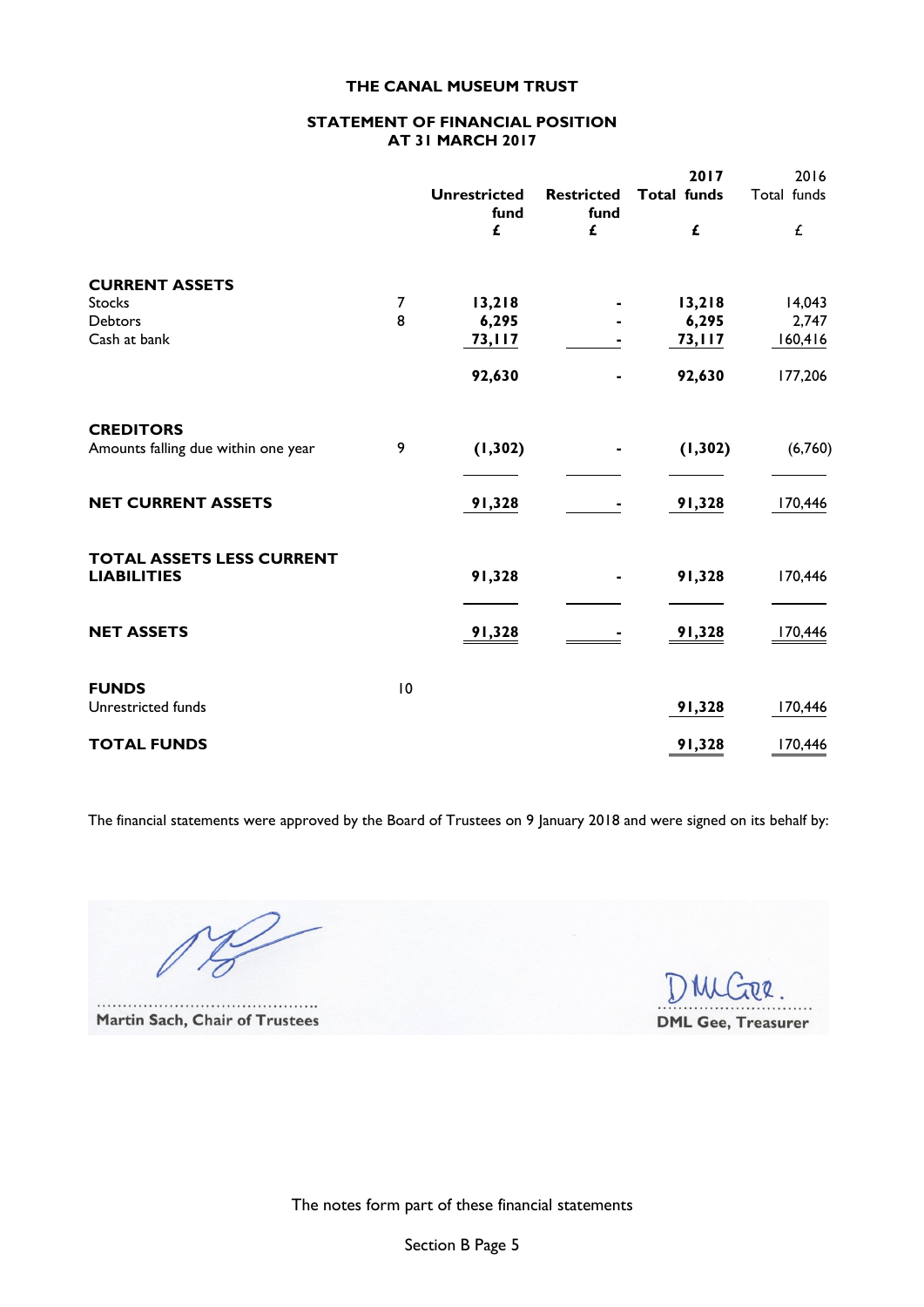# THE CANAL MUSEUM TRUST

## STATEMENT OF FINANCIAL POSITION
## AT 31 MARCH 2017

| | Note | Unrestricted fund £ | Restricted fund £ | 2017 Total funds £ | 2016 Total funds £ |
|---|---|---|---|---|---|
| **CURRENT ASSETS** | | | | | |
| Stocks | 7 | **13,218** | **-** | **13,218** | 14,043 |
| Debtors | 8 | **6,295** | **-** | **6,295** | 2,747 |
| Cash at bank | | **73,117** | **-** | **73,117** | 160,416 |
| | | **92,630** | **-** | **92,630** | 177,206 |
| **CREDITORS** | | | | | |
| Amounts falling due within one year | 9 | **(1,302)** | **-** | **(1,302)** | (6,760) |
| **NET CURRENT ASSETS** | | **91,328** | **-** | **91,328** | 170,446 |
| **TOTAL ASSETS LESS CURRENT LIABILITIES** | | **91,328** | **-** | **91,328** | 170,446 |
| **NET ASSETS** | | **91,328** | **-** | **91,328** | 170,446 |
| **FUNDS** | 10 | | | | |
| Unrestricted funds | | | | **91,328** | 170,446 |
| **TOTAL FUNDS** | | | | **91,328** | 170,446 |

The financial statements were approved by the Board of Trustees on 9 January 2018 and were signed on its behalf by:

.........................................
**Martin Sach, Chair of Trustees**

.........................................
**DML Gee, Treasurer**

The notes form part of these financial statements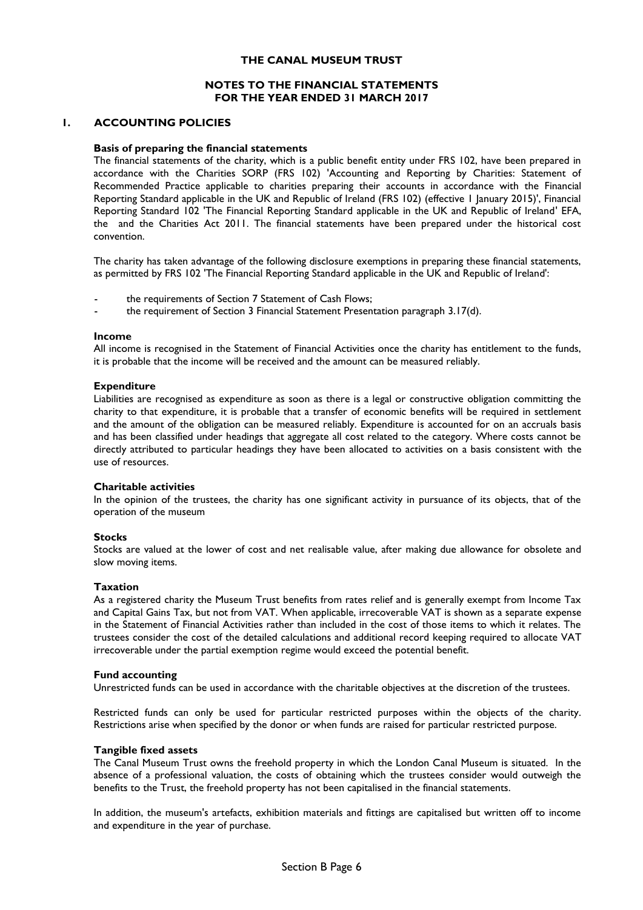# THE CANAL MUSEUM TRUST

## NOTES TO THE FINANCIAL STATEMENTS
## FOR THE YEAR ENDED 31 MARCH 2017

### 1. ACCOUNTING POLICIES

**Basis of preparing the financial statements**

The financial statements of the charity, which is a public benefit entity under FRS 102, have been prepared in accordance with the Charities SORP (FRS 102) 'Accounting and Reporting by Charities: Statement of Recommended Practice applicable to charities preparing their accounts in accordance with the Financial Reporting Standard applicable in the UK and Republic of Ireland (FRS 102) (effective 1 January 2015)', Financial Reporting Standard 102 'The Financial Reporting Standard applicable in the UK and Republic of Ireland' EFA, the and the Charities Act 2011. The financial statements have been prepared under the historical cost convention.

The charity has taken advantage of the following disclosure exemptions in preparing these financial statements, as permitted by FRS 102 'The Financial Reporting Standard applicable in the UK and Republic of Ireland':

- the requirements of Section 7 Statement of Cash Flows;
- the requirement of Section 3 Financial Statement Presentation paragraph 3.17(d).

**Income**

All income is recognised in the Statement of Financial Activities once the charity has entitlement to the funds, it is probable that the income will be received and the amount can be measured reliably.

**Expenditure**

Liabilities are recognised as expenditure as soon as there is a legal or constructive obligation committing the charity to that expenditure, it is probable that a transfer of economic benefits will be required in settlement and the amount of the obligation can be measured reliably. Expenditure is accounted for on an accruals basis and has been classified under headings that aggregate all cost related to the category. Where costs cannot be directly attributed to particular headings they have been allocated to activities on a basis consistent with the use of resources.

**Charitable activities**

In the opinion of the trustees, the charity has one significant activity in pursuance of its objects, that of the operation of the museum

**Stocks**

Stocks are valued at the lower of cost and net realisable value, after making due allowance for obsolete and slow moving items.

**Taxation**

As a registered charity the Museum Trust benefits from rates relief and is generally exempt from Income Tax and Capital Gains Tax, but not from VAT. When applicable, irrecoverable VAT is shown as a separate expense in the Statement of Financial Activities rather than included in the cost of those items to which it relates. The trustees consider the cost of the detailed calculations and additional record keeping required to allocate VAT irrecoverable under the partial exemption regime would exceed the potential benefit.

**Fund accounting**

Unrestricted funds can be used in accordance with the charitable objectives at the discretion of the trustees.

Restricted funds can only be used for particular restricted purposes within the objects of the charity. Restrictions arise when specified by the donor or when funds are raised for particular restricted purpose.

**Tangible fixed assets**

The Canal Museum Trust owns the freehold property in which the London Canal Museum is situated. In the absence of a professional valuation, the costs of obtaining which the trustees consider would outweigh the benefits to the Trust, the freehold property has not been capitalised in the financial statements.

In addition, the museum's artefacts, exhibition materials and fittings are capitalised but written off to income and expenditure in the year of purchase.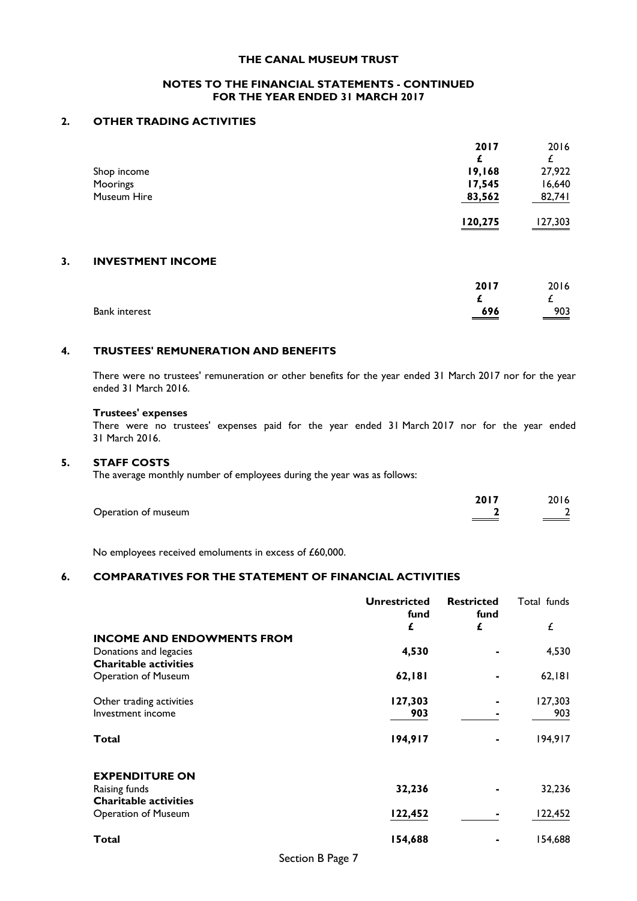# THE CANAL MUSEUM TRUST

## NOTES TO THE FINANCIAL STATEMENTS - CONTINUED
## FOR THE YEAR ENDED 31 MARCH 2017

### 2. OTHER TRADING ACTIVITIES

| | 2017 | 2016 |
|---|---|---|
| | £ | £ |
| Shop income | **19,168** | 27,922 |
| Moorings | **17,545** | 16,640 |
| Museum Hire | **83,562** | 82,741 |
| | **120,275** | 127,303 |

### 3. INVESTMENT INCOME

| | 2017 | 2016 |
|---|---|---|
| | £ | £ |
| Bank interest | **696** | 903 |

### 4. TRUSTEES' REMUNERATION AND BENEFITS

There were no trustees' remuneration or other benefits for the year ended 31 March 2017 nor for the year ended 31 March 2016.

**Trustees' expenses**

There were no trustees' expenses paid for the year ended 31 March 2017 nor for the year ended 31 March 2016.

### 5. STAFF COSTS

The average monthly number of employees during the year was as follows:

| | 2017 | 2016 |
|---|---|---|
| Operation of museum | **2** | 2 |

No employees received emoluments in excess of £60,000.

### 6. COMPARATIVES FOR THE STATEMENT OF FINANCIAL ACTIVITIES

| | Unrestricted fund | Restricted fund | Total funds |
|---|---|---|---|
| | £ | £ | £ |
| **INCOME AND ENDOWMENTS FROM** | | | |
| Donations and legacies | **4,530** | - | 4,530 |
| **Charitable activities** | | | |
| Operation of Museum | **62,181** | - | 62,181 |
| Other trading activities | **127,303** | - | 127,303 |
| Investment income | **903** | - | 903 |
| **Total** | **194,917** | - | 194,917 |
| **EXPENDITURE ON** | | | |
| Raising funds | **32,236** | - | 32,236 |
| **Charitable activities** | | | |
| Operation of Museum | **122,452** | - | 122,452 |
| **Total** | **154,688** | - | 154,688 |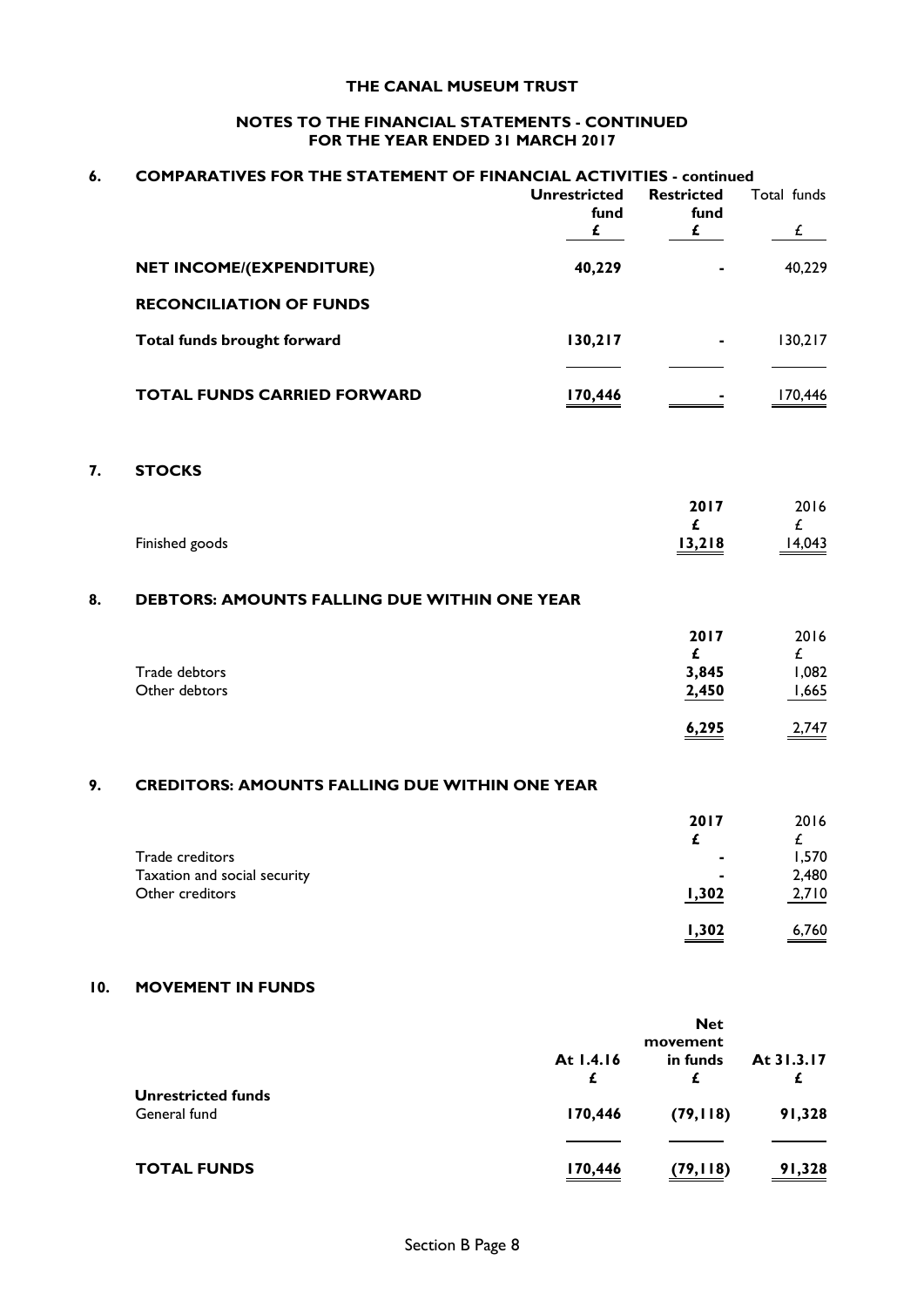**THE CANAL MUSEUM TRUST**

**NOTES TO THE FINANCIAL STATEMENTS - CONTINUED**
**FOR THE YEAR ENDED 31 MARCH 2017**

## 6. COMPARATIVES FOR THE STATEMENT OF FINANCIAL ACTIVITIES - continued

| | Unrestricted fund £ | Restricted fund £ | Total funds £ |
|---|---|---|---|
| **NET INCOME/(EXPENDITURE)** | **40,229** | **-** | 40,229 |
| **RECONCILIATION OF FUNDS** | | | |
| **Total funds brought forward** | **130,217** | **-** | 130,217 |
| **TOTAL FUNDS CARRIED FORWARD** | **170,446** | **-** | 170,446 |

## 7. STOCKS

| | 2017 £ | 2016 £ |
|---|---|---|
| Finished goods | **13,218** | 14,043 |

## 8. DEBTORS: AMOUNTS FALLING DUE WITHIN ONE YEAR

| | 2017 £ | 2016 £ |
|---|---|---|
| Trade debtors | **3,845** | 1,082 |
| Other debtors | **2,450** | 1,665 |
| | **6,295** | 2,747 |

## 9. CREDITORS: AMOUNTS FALLING DUE WITHIN ONE YEAR

| | 2017 £ | 2016 £ |
|---|---|---|
| Trade creditors | **-** | 1,570 |
| Taxation and social security | **-** | 2,480 |
| Other creditors | **1,302** | 2,710 |
| | **1,302** | 6,760 |

## 10. MOVEMENT IN FUNDS

| | At 1.4.16 £ | Net movement in funds £ | At 31.3.17 £ |
|---|---|---|---|
| **Unrestricted funds** | | | |
| General fund | **170,446** | **(79,118)** | **91,328** |
| **TOTAL FUNDS** | **170,446** | **(79,118)** | **91,328** |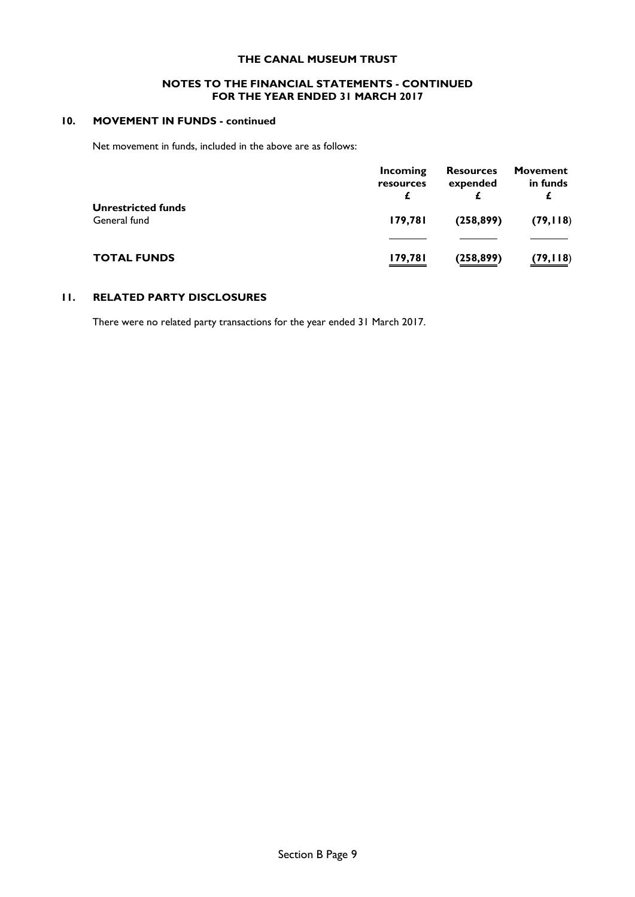# THE CANAL MUSEUM TRUST

## NOTES TO THE FINANCIAL STATEMENTS - CONTINUED FOR THE YEAR ENDED 31 MARCH 2017

### 10. MOVEMENT IN FUNDS - continued

Net movement in funds, included in the above are as follows:

| | Incoming resources £ | Resources expended £ | Movement in funds £ |
|---|---|---|---|
| **Unrestricted funds** | | | |
| General fund | **179,781** | **(258,899)** | **(79,118)** |
| **TOTAL FUNDS** | **179,781** | **(258,899)** | **(79,118)** |

### 11. RELATED PARTY DISCLOSURES

There were no related party transactions for the year ended 31 March 2017.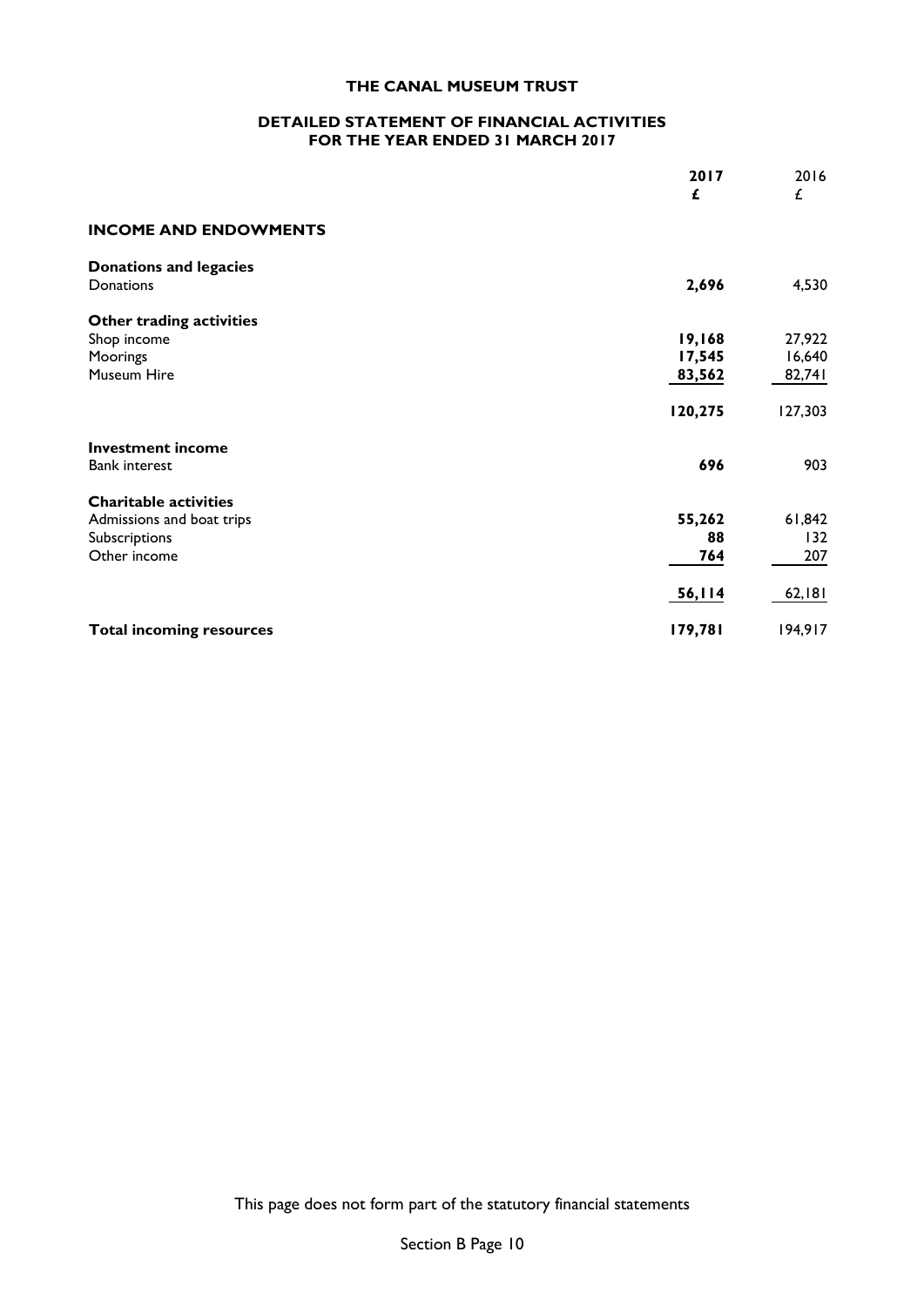**THE CANAL MUSEUM TRUST**

**DETAILED STATEMENT OF FINANCIAL ACTIVITIES**
**FOR THE YEAR ENDED 31 MARCH 2017**

| | **2017** | 2016 |
|---|---|---|
| | **£** | £ |
| **INCOME AND ENDOWMENTS** | | |
| **Donations and legacies** | | |
| Donations | **2,696** | 4,530 |
| **Other trading activities** | | |
| Shop income | **19,168** | 27,922 |
| Moorings | **17,545** | 16,640 |
| Museum Hire | **83,562** | 82,741 |
| | **120,275** | 127,303 |
| **Investment income** | | |
| Bank interest | **696** | 903 |
| **Charitable activities** | | |
| Admissions and boat trips | **55,262** | 61,842 |
| Subscriptions | **88** | 132 |
| Other income | **764** | 207 |
| | **56,114** | 62,181 |
| **Total incoming resources** | **179,781** | 194,917 |

This page does not form part of the statutory financial statements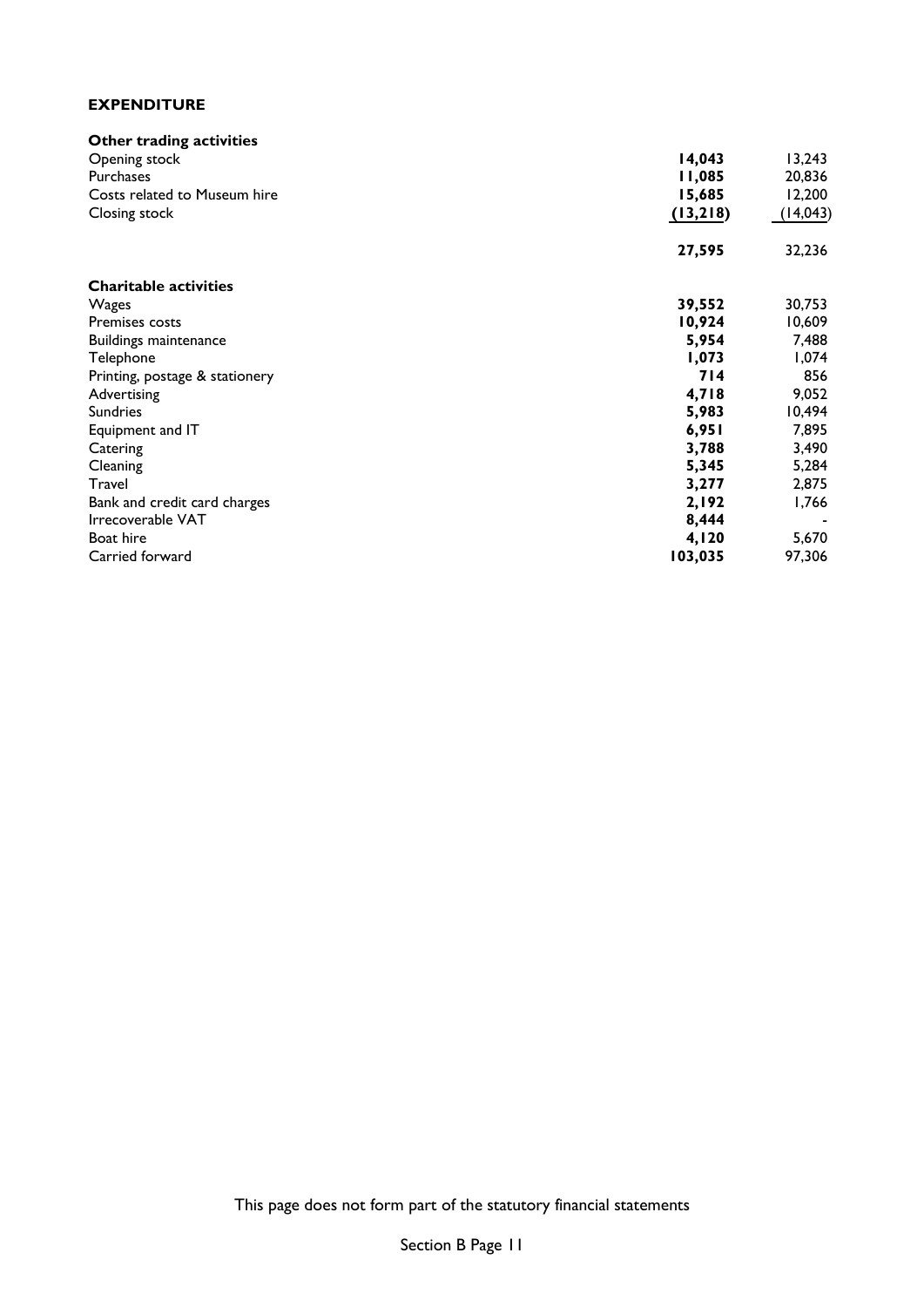**EXPENDITURE**

| | | |
|---|---|---|
| **Other trading activities** | | |
| Opening stock | **14,043** | 13,243 |
| Purchases | **11,085** | 20,836 |
| Costs related to Museum hire | **15,685** | 12,200 |
| Closing stock | **(13,218)** | (14,043) |
| | **27,595** | 32,236 |
| **Charitable activities** | | |
| Wages | **39,552** | 30,753 |
| Premises costs | **10,924** | 10,609 |
| Buildings maintenance | **5,954** | 7,488 |
| Telephone | **1,073** | 1,074 |
| Printing, postage & stationery | **714** | 856 |
| Advertising | **4,718** | 9,052 |
| Sundries | **5,983** | 10,494 |
| Equipment and IT | **6,951** | 7,895 |
| Catering | **3,788** | 3,490 |
| Cleaning | **5,345** | 5,284 |
| Travel | **3,277** | 2,875 |
| Bank and credit card charges | **2,192** | 1,766 |
| Irrecoverable VAT | **8,444** | - |
| Boat hire | **4,120** | 5,670 |
| Carried forward | **103,035** | 97,306 |

This page does not form part of the statutory financial statements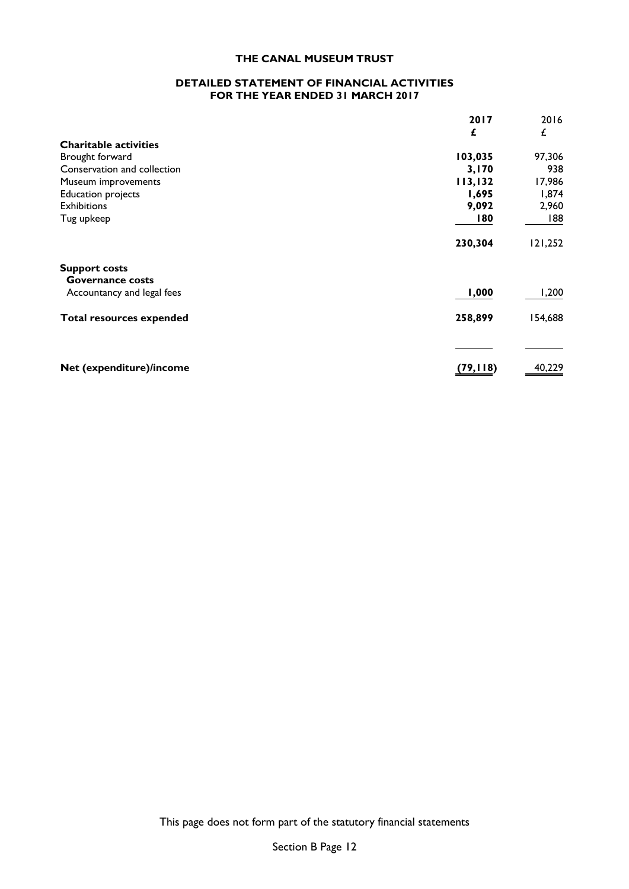**THE CANAL MUSEUM TRUST**

**DETAILED STATEMENT OF FINANCIAL ACTIVITIES**
**FOR THE YEAR ENDED 31 MARCH 2017**

| | 2017 | 2016 |
|---|---|---|
| | £ | £ |
| **Charitable activities** | | |
| Brought forward | **103,035** | 97,306 |
| Conservation and collection | **3,170** | 938 |
| Museum improvements | **113,132** | 17,986 |
| Education projects | **1,695** | 1,874 |
| Exhibitions | **9,092** | 2,960 |
| Tug upkeep | **180** | 188 |
| | **230,304** | 121,252 |
| **Support costs** | | |
| **Governance costs** | | |
| Accountancy and legal fees | **1,000** | 1,200 |
| **Total resources expended** | **258,899** | 154,688 |
| **Net (expenditure)/income** | **(79,118)** | 40,229 |

This page does not form part of the statutory financial statements